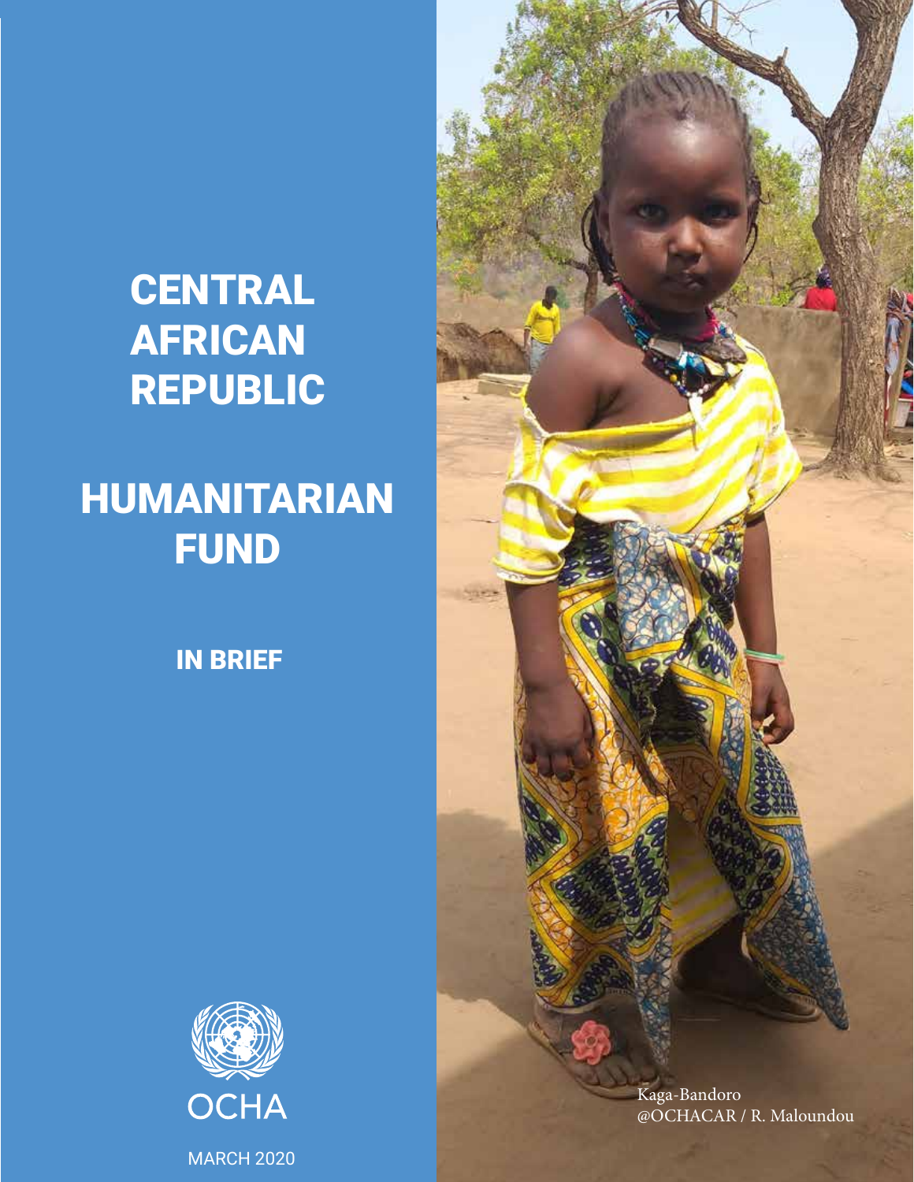# CENTRAL AFRICAN REPUBLIC

# HUMANITARIAN FUND

## IN BRIEF

OCHA

MARCH 2020

Kaga-Bandoro
@OCHACAR / R. Maloundou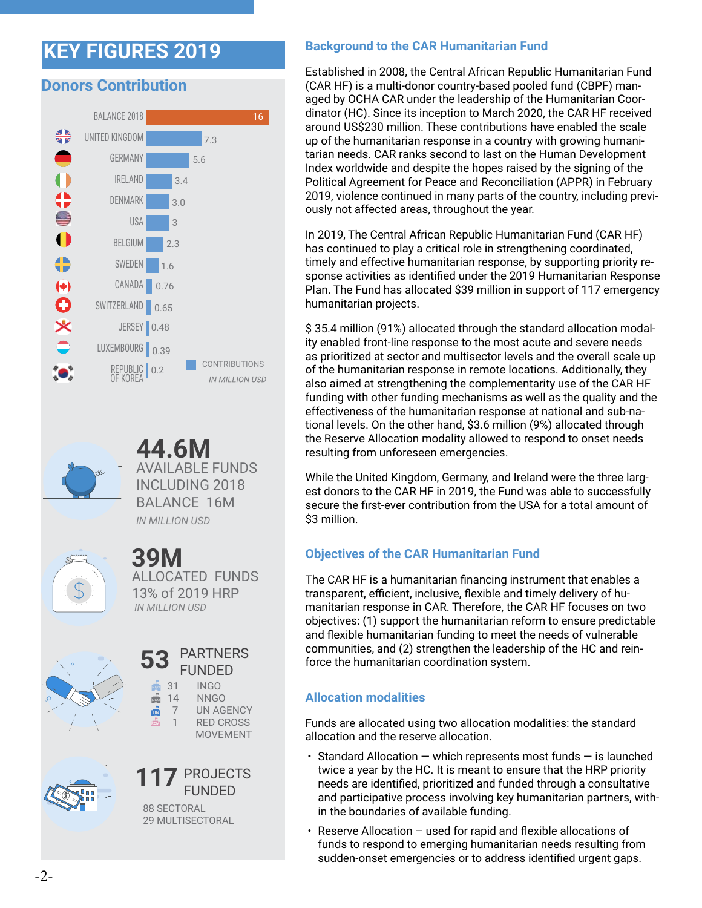# KEY FIGURES 2019

## Donors Contribution

| Donor | Contributions (in million USD) |
|---|---|
| BALANCE 2018 | 16 |
| UNITED KINGDOM | 7.3 |
| GERMANY | 5.6 |
| IRELAND | 3.4 |
| DENMARK | 3.0 |
| USA | 3 |
| BELGIUM | 2.3 |
| SWEDEN | 1.6 |
| CANADA | 0.76 |
| SWITZERLAND | 0.65 |
| JERSEY | 0.48 |
| LUXEMBOURG | 0.39 |
| REPUBLIC OF KOREA | 0.2 |

CONTRIBUTIONS *IN MILLION USD*

**44.6M** AVAILABLE FUNDS INCLUDING 2018 BALANCE 16M
*IN MILLION USD*

**39M** ALLOCATED FUNDS 13% of 2019 HRP
*IN MILLION USD*

**53** PARTNERS FUNDED
- 31 INGO
- 14 NNGO
- 7 UN AGENCY
- 1 RED CROSS MOVEMENT

**117** PROJECTS FUNDED
- 88 SECTORAL
- 29 MULTISECTORAL

## Background to the CAR Humanitarian Fund

Established in 2008, the Central African Republic Humanitarian Fund (CAR HF) is a multi-donor country-based pooled fund (CBPF) managed by OCHA CAR under the leadership of the Humanitarian Coordinator (HC). Since its inception to March 2020, the CAR HF received around US$230 million. These contributions have enabled the scale up of the humanitarian response in a country with growing humanitarian needs. CAR ranks second to last on the Human Development Index worldwide and despite the hopes raised by the signing of the Political Agreement for Peace and Reconciliation (APPR) in February 2019, violence continued in many parts of the country, including previously not affected areas, throughout the year.

In 2019, The Central African Republic Humanitarian Fund (CAR HF) has continued to play a critical role in strengthening coordinated, timely and effective humanitarian response, by supporting priority response activities as identified under the 2019 Humanitarian Response Plan. The Fund has allocated $39 million in support of 117 emergency humanitarian projects.

$ 35.4 million (91%) allocated through the standard allocation modality enabled front-line response to the most acute and severe needs as prioritized at sector and multisector levels and the overall scale up of the humanitarian response in remote locations. Additionally, they also aimed at strengthening the complementarity use of the CAR HF funding with other funding mechanisms as well as the quality and the effectiveness of the humanitarian response at national and sub-national levels. On the other hand, $3.6 million (9%) allocated through the Reserve Allocation modality allowed to respond to onset needs resulting from unforeseen emergencies.

While the United Kingdom, Germany, and Ireland were the three largest donors to the CAR HF in 2019, the Fund was able to successfully secure the first-ever contribution from the USA for a total amount of $3 million.

## Objectives of the CAR Humanitarian Fund

The CAR HF is a humanitarian financing instrument that enables a transparent, efficient, inclusive, flexible and timely delivery of humanitarian response in CAR. Therefore, the CAR HF focuses on two objectives: (1) support the humanitarian reform to ensure predictable and flexible humanitarian funding to meet the needs of vulnerable communities, and (2) strengthen the leadership of the HC and reinforce the humanitarian coordination system.

## Allocation modalities

Funds are allocated using two allocation modalities: the standard allocation and the reserve allocation.

- Standard Allocation — which represents most funds — is launched twice a year by the HC. It is meant to ensure that the HRP priority needs are identified, prioritized and funded through a consultative and participative process involving key humanitarian partners, within the boundaries of available funding.
- Reserve Allocation – used for rapid and flexible allocations of funds to respond to emerging humanitarian needs resulting from sudden-onset emergencies or to address identified urgent gaps.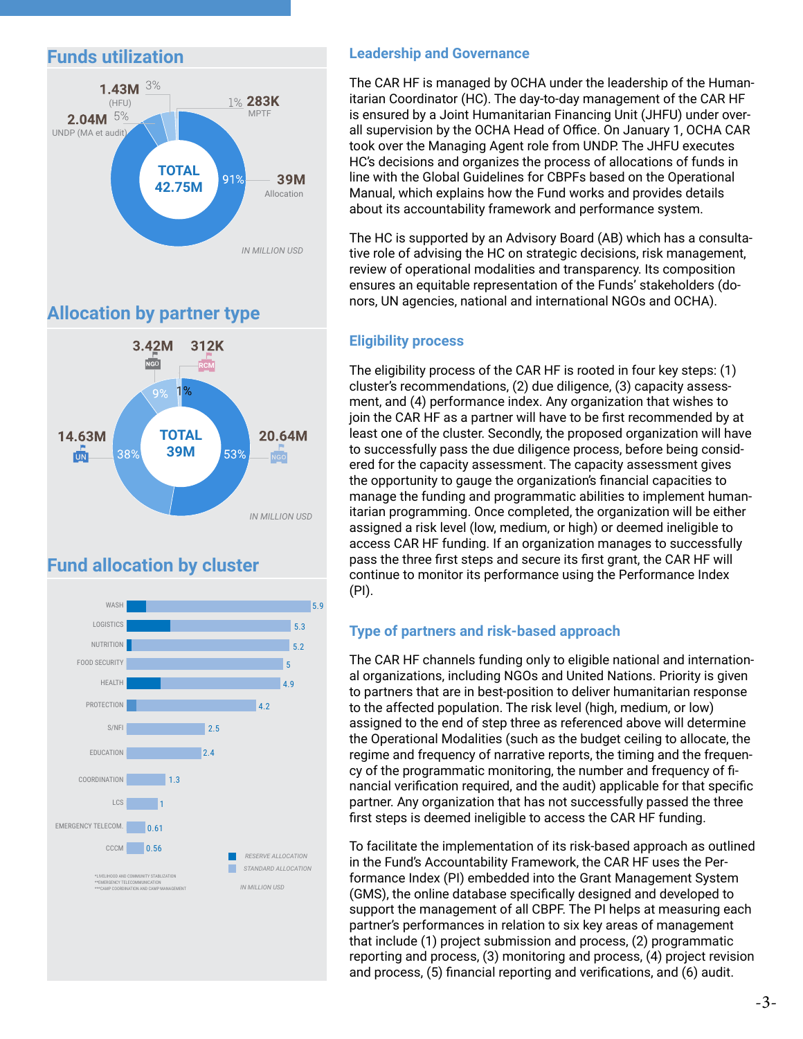## Funds utilization

- 39M Allocation (91%)
- 2.04M UNDP (MA et audit) (5%)
- 1.43M (HFU) (3%)
- 283K MPTF (1%)

TOTAL 42.75M

*IN MILLION USD*

## Allocation by partner type

- 20.64M NGO (53%)
- 14.63M UN (38%)
- 3.42M NGO (9%)
- 312K RCM (1%)

TOTAL 39M

*IN MILLION USD*

## Fund allocation by cluster

| Cluster | Total |
|---|---|
| WASH | 5.9 |
| LOGISTICS | 5.3 |
| NUTRITION | 5.2 |
| FOOD SECURITY | 5 |
| HEALTH | 4.9 |
| PROTECTION | 4.2 |
| S/NFI | 2.5 |
| EDUCATION | 2.4 |
| COORDINATION | 1.3 |
| LCS | 1 |
| EMERGENCY TELECOM. | 0.61 |
| CCCM | 0.56 |

RESERVE ALLOCATION / STANDARD ALLOCATION

*IN MILLION USD*

*LIVELIHOOD AND COMMUNITY STABILIZATION
**EMERGENCY TELECOMMUNICATION
***CAMP COORDINATION AND CAMP MANAGEMENT

## Leadership and Governance

The CAR HF is managed by OCHA under the leadership of the Humanitarian Coordinator (HC). The day-to-day management of the CAR HF is ensured by a Joint Humanitarian Financing Unit (JHFU) under overall supervision by the OCHA Head of Office. On January 1, OCHA CAR took over the Managing Agent role from UNDP. The JHFU executes HC's decisions and organizes the process of allocations of funds in line with the Global Guidelines for CBPFs based on the Operational Manual, which explains how the Fund works and provides details about its accountability framework and performance system.

The HC is supported by an Advisory Board (AB) which has a consultative role of advising the HC on strategic decisions, risk management, review of operational modalities and transparency. Its composition ensures an equitable representation of the Funds' stakeholders (donors, UN agencies, national and international NGOs and OCHA).

## Eligibility process

The eligibility process of the CAR HF is rooted in four key steps: (1) cluster's recommendations, (2) due diligence, (3) capacity assessment, and (4) performance index. Any organization that wishes to join the CAR HF as a partner will have to be first recommended by at least one of the cluster. Secondly, the proposed organization will have to successfully pass the due diligence process, before being considered for the capacity assessment. The capacity assessment gives the opportunity to gauge the organization's financial capacities to manage the funding and programmatic abilities to implement humanitarian programming. Once completed, the organization will be either assigned a risk level (low, medium, or high) or deemed ineligible to access CAR HF funding. If an organization manages to successfully pass the three first steps and secure its first grant, the CAR HF will continue to monitor its performance using the Performance Index (PI).

## Type of partners and risk-based approach

The CAR HF channels funding only to eligible national and international organizations, including NGOs and United Nations. Priority is given to partners that are in best-position to deliver humanitarian response to the affected population. The risk level (high, medium, or low) assigned to the end of step three as referenced above will determine the Operational Modalities (such as the budget ceiling to allocate, the regime and frequency of narrative reports, the timing and the frequency of the programmatic monitoring, the number and frequency of financial verification required, and the audit) applicable for that specific partner. Any organization that has not successfully passed the three first steps is deemed ineligible to access the CAR HF funding.

To facilitate the implementation of its risk-based approach as outlined in the Fund's Accountability Framework, the CAR HF uses the Performance Index (PI) embedded into the Grant Management System (GMS), the online database specifically designed and developed to support the management of all CBPF. The PI helps at measuring each partner's performances in relation to six key areas of management that include (1) project submission and process, (2) programmatic reporting and process, (3) monitoring and process, (4) project revision and process, (5) financial reporting and verifications, and (6) audit.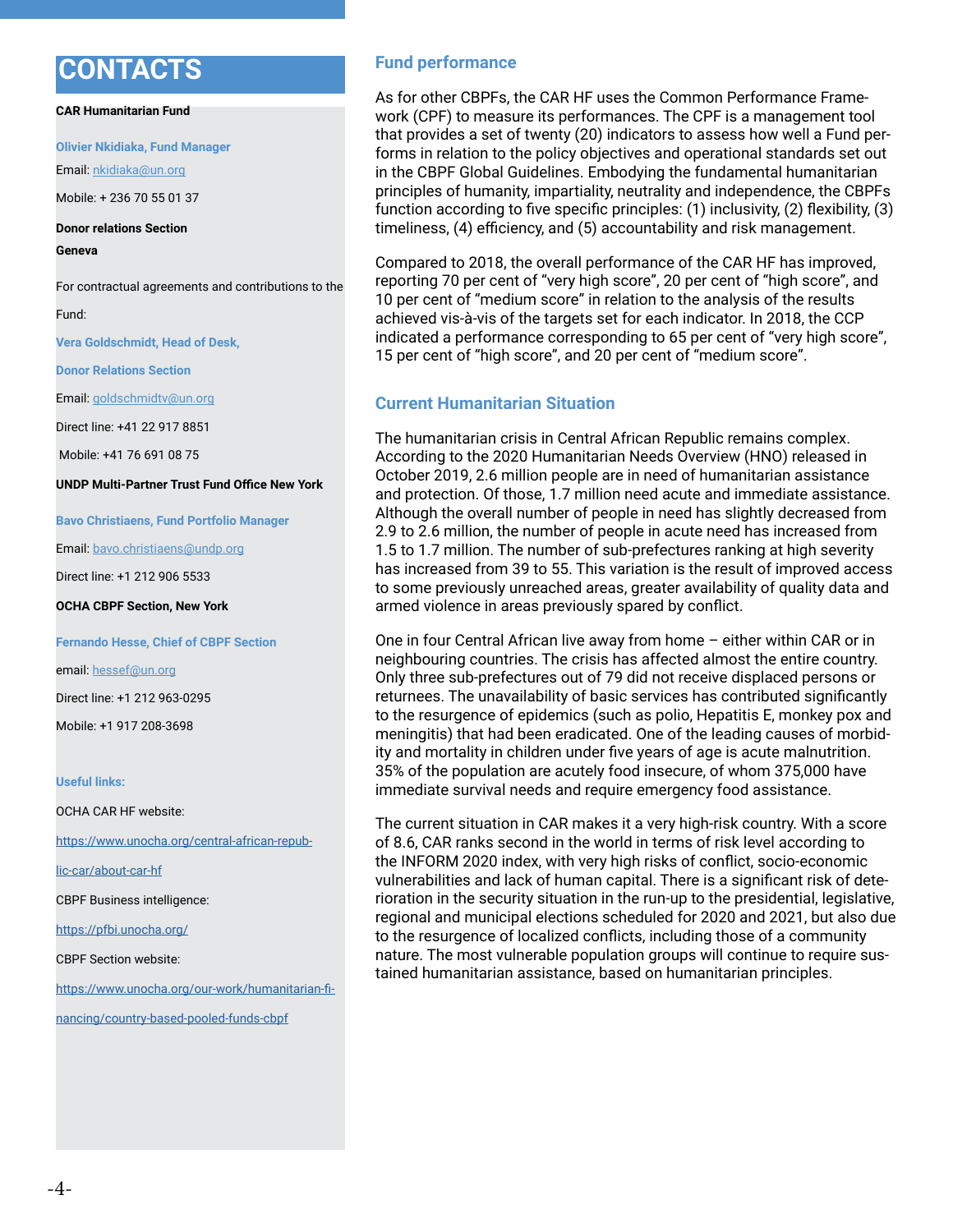# CONTACTS

**CAR Humanitarian Fund**

**Olivier Nkidiaka, Fund Manager**

Email: nkidiaka@un.org

Mobile: + 236 70 55 01 37

**Donor relations Section**

**Geneva**

For contractual agreements and contributions to the Fund:

**Vera Goldschmidt, Head of Desk,**

**Donor Relations Section**

Email: goldschmidtv@un.org

Direct line: +41 22 917 8851

Mobile: +41 76 691 08 75

**UNDP Multi-Partner Trust Fund Office New York**

**Bavo Christiaens, Fund Portfolio Manager**

Email: bavo.christiaens@undp.org

Direct line: +1 212 906 5533

**OCHA CBPF Section, New York**

**Fernando Hesse, Chief of CBPF Section**

email: hessef@un.org

Direct line: +1 212 963-0295

Mobile: +1 917 208-3698

**Useful links:**

OCHA CAR HF website:

https://www.unocha.org/central-african-republic-car/about-car-hf

CBPF Business intelligence:

https://pfbi.unocha.org/

CBPF Section website:

https://www.unocha.org/our-work/humanitarian-financing/country-based-pooled-funds-cbpf

## Fund performance

As for other CBPFs, the CAR HF uses the Common Performance Framework (CPF) to measure its performances. The CPF is a management tool that provides a set of twenty (20) indicators to assess how well a Fund performs in relation to the policy objectives and operational standards set out in the CBPF Global Guidelines. Embodying the fundamental humanitarian principles of humanity, impartiality, neutrality and independence, the CBPFs function according to five specific principles: (1) inclusivity, (2) flexibility, (3) timeliness, (4) efficiency, and (5) accountability and risk management.

Compared to 2018, the overall performance of the CAR HF has improved, reporting 70 per cent of "very high score", 20 per cent of "high score", and 10 per cent of "medium score" in relation to the analysis of the results achieved vis-à-vis of the targets set for each indicator. In 2018, the CCP indicated a performance corresponding to 65 per cent of "very high score", 15 per cent of "high score", and 20 per cent of "medium score".

## Current Humanitarian Situation

The humanitarian crisis in Central African Republic remains complex. According to the 2020 Humanitarian Needs Overview (HNO) released in October 2019, 2.6 million people are in need of humanitarian assistance and protection. Of those, 1.7 million need acute and immediate assistance. Although the overall number of people in need has slightly decreased from 2.9 to 2.6 million, the number of people in acute need has increased from 1.5 to 1.7 million. The number of sub-prefectures ranking at high severity has increased from 39 to 55. This variation is the result of improved access to some previously unreached areas, greater availability of quality data and armed violence in areas previously spared by conflict.

One in four Central African live away from home – either within CAR or in neighbouring countries. The crisis has affected almost the entire country. Only three sub-prefectures out of 79 did not receive displaced persons or returnees. The unavailability of basic services has contributed significantly to the resurgence of epidemics (such as polio, Hepatitis E, monkey pox and meningitis) that had been eradicated. One of the leading causes of morbidity and mortality in children under five years of age is acute malnutrition. 35% of the population are acutely food insecure, of whom 375,000 have immediate survival needs and require emergency food assistance.

The current situation in CAR makes it a very high-risk country. With a score of 8.6, CAR ranks second in the world in terms of risk level according to the INFORM 2020 index, with very high risks of conflict, socio-economic vulnerabilities and lack of human capital. There is a significant risk of deterioration in the security situation in the run-up to the presidential, legislative, regional and municipal elections scheduled for 2020 and 2021, but also due to the resurgence of localized conflicts, including those of a community nature. The most vulnerable population groups will continue to require sustained humanitarian assistance, based on humanitarian principles.